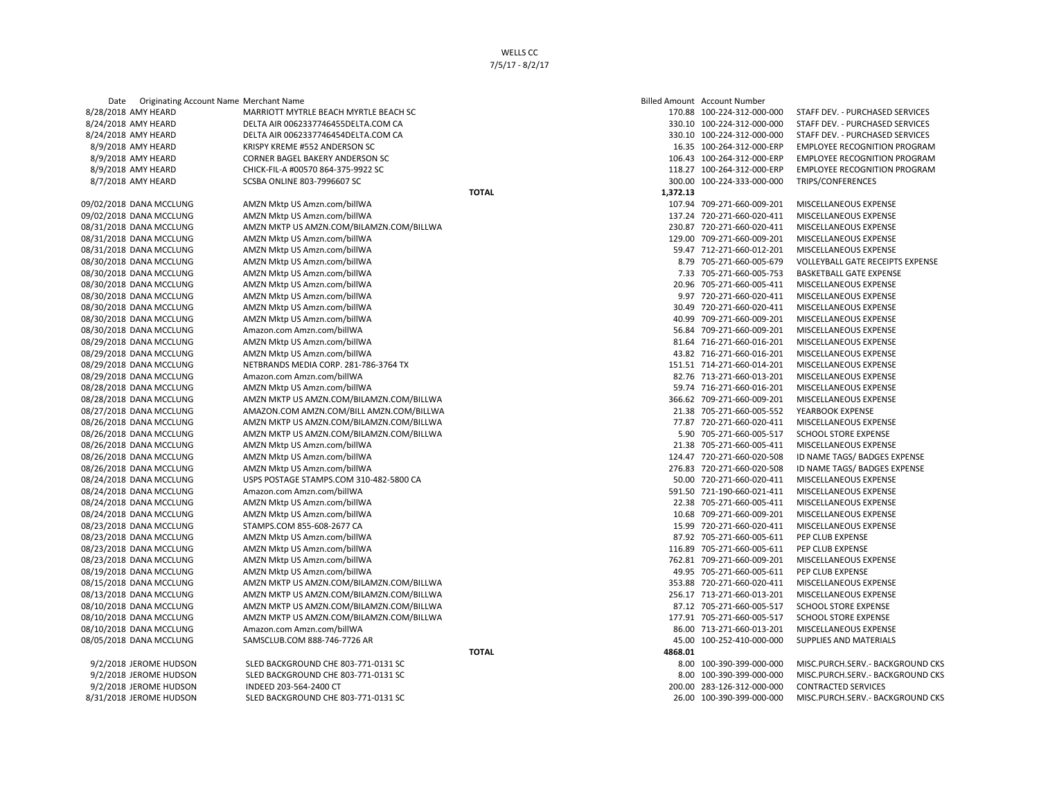WELLS CC

7/5/17 - 8/2/17

| Date | Originating Account Name | Merchant Name | | Billed Amount | Account Number | |
|---|---|---|---|---|---|---|
| 8/28/2018 | AMY HEARD | MARRIOTT MYTRLE BEACH MYRTLE BEACH SC | | 170.88 | 100-224-312-000-000 | STAFF DEV. - PURCHASED SERVICES |
| 8/24/2018 | AMY HEARD | DELTA AIR 0062337746455DELTA.COM CA | | 330.10 | 100-224-312-000-000 | STAFF DEV. - PURCHASED SERVICES |
| 8/24/2018 | AMY HEARD | DELTA AIR 0062337746454DELTA.COM CA | | 330.10 | 100-224-312-000-000 | STAFF DEV. - PURCHASED SERVICES |
| 8/9/2018 | AMY HEARD | KRISPY KREME #552 ANDERSON SC | | 16.35 | 100-264-312-000-ERP | EMPLOYEE RECOGNITION PROGRAM |
| 8/9/2018 | AMY HEARD | CORNER BAGEL BAKERY ANDERSON SC | | 106.43 | 100-264-312-000-ERP | EMPLOYEE RECOGNITION PROGRAM |
| 8/9/2018 | AMY HEARD | CHICK-FIL-A #00570 864-375-9922 SC | | 118.27 | 100-264-312-000-ERP | EMPLOYEE RECOGNITION PROGRAM |
| 8/7/2018 | AMY HEARD | SCSBA ONLINE 803-7996607 SC | | 300.00 | 100-224-333-000-000 | TRIPS/CONFERENCES |
| | | | TOTAL | 1,372.13 | | |
| 09/02/2018 | DANA MCCLUNG | AMZN Mktp US Amzn.com/billWA | | 107.94 | 709-271-660-009-201 | MISCELLANEOUS EXPENSE |
| 09/02/2018 | DANA MCCLUNG | AMZN Mktp US Amzn.com/billWA | | 137.24 | 720-271-660-020-411 | MISCELLANEOUS EXPENSE |
| 08/31/2018 | DANA MCCLUNG | AMZN MKTP US AMZN.COM/BILAMZN.COM/BILLWA | | 230.87 | 720-271-660-020-411 | MISCELLANEOUS EXPENSE |
| 08/31/2018 | DANA MCCLUNG | AMZN Mktp US Amzn.com/billWA | | 129.00 | 709-271-660-009-201 | MISCELLANEOUS EXPENSE |
| 08/31/2018 | DANA MCCLUNG | AMZN Mktp US Amzn.com/billWA | | 59.47 | 712-271-660-012-201 | MISCELLANEOUS EXPENSE |
| 08/30/2018 | DANA MCCLUNG | AMZN Mktp US Amzn.com/billWA | | 8.79 | 705-271-660-005-679 | VOLLEYBALL GATE RECEIPTS EXPENSE |
| 08/30/2018 | DANA MCCLUNG | AMZN Mktp US Amzn.com/billWA | | 7.33 | 705-271-660-005-753 | BASKETBALL GATE EXPENSE |
| 08/30/2018 | DANA MCCLUNG | AMZN Mktp US Amzn.com/billWA | | 20.96 | 705-271-660-005-411 | MISCELLANEOUS EXPENSE |
| 08/30/2018 | DANA MCCLUNG | AMZN Mktp US Amzn.com/billWA | | 9.97 | 720-271-660-020-411 | MISCELLANEOUS EXPENSE |
| 08/30/2018 | DANA MCCLUNG | AMZN Mktp US Amzn.com/billWA | | 30.49 | 720-271-660-020-411 | MISCELLANEOUS EXPENSE |
| 08/30/2018 | DANA MCCLUNG | AMZN Mktp US Amzn.com/billWA | | 40.99 | 709-271-660-009-201 | MISCELLANEOUS EXPENSE |
| 08/30/2018 | DANA MCCLUNG | Amazon.com Amzn.com/billWA | | 56.84 | 709-271-660-009-201 | MISCELLANEOUS EXPENSE |
| 08/29/2018 | DANA MCCLUNG | AMZN Mktp US Amzn.com/billWA | | 81.64 | 716-271-660-016-201 | MISCELLANEOUS EXPENSE |
| 08/29/2018 | DANA MCCLUNG | AMZN Mktp US Amzn.com/billWA | | 43.82 | 716-271-660-016-201 | MISCELLANEOUS EXPENSE |
| 08/29/2018 | DANA MCCLUNG | NETBRANDS MEDIA CORP. 281-786-3764 TX | | 151.51 | 714-271-660-014-201 | MISCELLANEOUS EXPENSE |
| 08/29/2018 | DANA MCCLUNG | Amazon.com Amzn.com/billWA | | 82.76 | 713-271-660-013-201 | MISCELLANEOUS EXPENSE |
| 08/28/2018 | DANA MCCLUNG | AMZN Mktp US Amzn.com/billWA | | 59.74 | 716-271-660-016-201 | MISCELLANEOUS EXPENSE |
| 08/28/2018 | DANA MCCLUNG | AMZN MKTP US AMZN.COM/BILAMZN.COM/BILLWA | | 366.62 | 709-271-660-009-201 | MISCELLANEOUS EXPENSE |
| 08/27/2018 | DANA MCCLUNG | AMAZON.COM AMZN.COM/BILL AMZN.COM/BILLWA | | 21.38 | 705-271-660-005-552 | YEARBOOK EXPENSE |
| 08/26/2018 | DANA MCCLUNG | AMZN MKTP US AMZN.COM/BILAMZN.COM/BILLWA | | 77.87 | 720-271-660-020-411 | MISCELLANEOUS EXPENSE |
| 08/26/2018 | DANA MCCLUNG | AMZN MKTP US AMZN.COM/BILAMZN.COM/BILLWA | | 5.90 | 705-271-660-005-517 | SCHOOL STORE EXPENSE |
| 08/26/2018 | DANA MCCLUNG | AMZN Mktp US Amzn.com/billWA | | 21.38 | 705-271-660-005-411 | MISCELLANEOUS EXPENSE |
| 08/26/2018 | DANA MCCLUNG | AMZN Mktp US Amzn.com/billWA | | 124.47 | 720-271-660-020-508 | ID NAME TAGS/ BADGES EXPENSE |
| 08/26/2018 | DANA MCCLUNG | AMZN Mktp US Amzn.com/billWA | | 276.83 | 720-271-660-020-508 | ID NAME TAGS/ BADGES EXPENSE |
| 08/24/2018 | DANA MCCLUNG | USPS POSTAGE STAMPS.COM 310-482-5800 CA | | 50.00 | 720-271-660-020-411 | MISCELLANEOUS EXPENSE |
| 08/24/2018 | DANA MCCLUNG | Amazon.com Amzn.com/billWA | | 591.50 | 721-190-660-021-411 | MISCELLANEOUS EXPENSE |
| 08/24/2018 | DANA MCCLUNG | AMZN Mktp US Amzn.com/billWA | | 22.38 | 705-271-660-005-411 | MISCELLANEOUS EXPENSE |
| 08/24/2018 | DANA MCCLUNG | AMZN Mktp US Amzn.com/billWA | | 10.68 | 709-271-660-009-201 | MISCELLANEOUS EXPENSE |
| 08/23/2018 | DANA MCCLUNG | STAMPS.COM 855-608-2677 CA | | 15.99 | 720-271-660-020-411 | MISCELLANEOUS EXPENSE |
| 08/23/2018 | DANA MCCLUNG | AMZN Mktp US Amzn.com/billWA | | 87.92 | 705-271-660-005-611 | PEP CLUB EXPENSE |
| 08/23/2018 | DANA MCCLUNG | AMZN Mktp US Amzn.com/billWA | | 116.89 | 705-271-660-005-611 | PEP CLUB EXPENSE |
| 08/23/2018 | DANA MCCLUNG | AMZN Mktp US Amzn.com/billWA | | 762.81 | 709-271-660-009-201 | MISCELLANEOUS EXPENSE |
| 08/19/2018 | DANA MCCLUNG | AMZN Mktp US Amzn.com/billWA | | 49.95 | 705-271-660-005-611 | PEP CLUB EXPENSE |
| 08/15/2018 | DANA MCCLUNG | AMZN MKTP US AMZN.COM/BILAMZN.COM/BILLWA | | 353.88 | 720-271-660-020-411 | MISCELLANEOUS EXPENSE |
| 08/13/2018 | DANA MCCLUNG | AMZN MKTP US AMZN.COM/BILAMZN.COM/BILLWA | | 256.17 | 713-271-660-013-201 | MISCELLANEOUS EXPENSE |
| 08/10/2018 | DANA MCCLUNG | AMZN MKTP US AMZN.COM/BILAMZN.COM/BILLWA | | 87.12 | 705-271-660-005-517 | SCHOOL STORE EXPENSE |
| 08/10/2018 | DANA MCCLUNG | AMZN MKTP US AMZN.COM/BILAMZN.COM/BILLWA | | 177.91 | 705-271-660-005-517 | SCHOOL STORE EXPENSE |
| 08/10/2018 | DANA MCCLUNG | Amazon.com Amzn.com/billWA | | 86.00 | 713-271-660-013-201 | MISCELLANEOUS EXPENSE |
| 08/05/2018 | DANA MCCLUNG | SAMSCLUB.COM 888-746-7726 AR | | 45.00 | 100-252-410-000-000 | SUPPLIES AND MATERIALS |
| | | | TOTAL | 4868.01 | | |
| 9/2/2018 | JEROME HUDSON | SLED BACKGROUND CHE 803-771-0131 SC | | 8.00 | 100-390-399-000-000 | MISC.PURCH.SERV.- BACKGROUND CKS |
| 9/2/2018 | JEROME HUDSON | SLED BACKGROUND CHE 803-771-0131 SC | | 8.00 | 100-390-399-000-000 | MISC.PURCH.SERV.- BACKGROUND CKS |
| 9/2/2018 | JEROME HUDSON | INDEED 203-564-2400 CT | | 200.00 | 283-126-312-000-000 | CONTRACTED SERVICES |
| 8/31/2018 | JEROME HUDSON | SLED BACKGROUND CHE 803-771-0131 SC | | 26.00 | 100-390-399-000-000 | MISC.PURCH.SERV.- BACKGROUND CKS |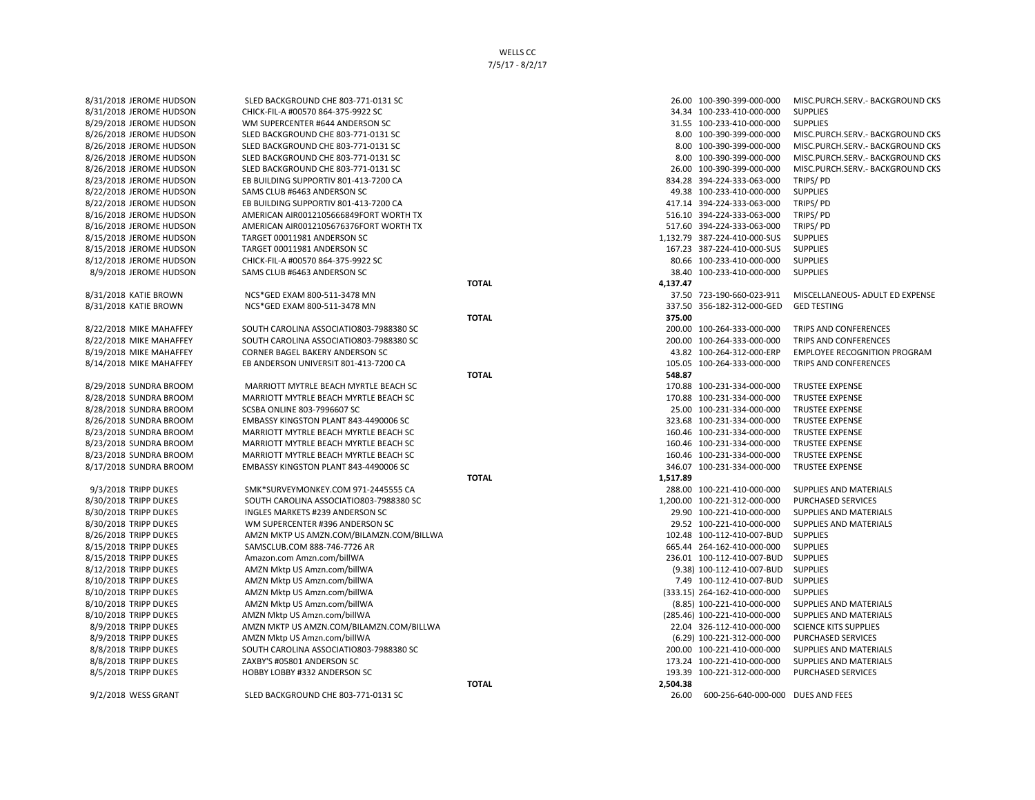WELLS CC
7/5/17 - 8/2/17

| Date | Name | Vendor | | Amount | Account | Description |
|---|---|---|---|---|---|---|
| 8/31/2018 | JEROME HUDSON | SLED BACKGROUND CHE 803-771-0131 SC | | 26.00 | 100-390-399-000-000 | MISC.PURCH.SERV.- BACKGROUND CKS |
| 8/31/2018 | JEROME HUDSON | CHICK-FIL-A #00570 864-375-9922 SC | | 34.34 | 100-233-410-000-000 | SUPPLIES |
| 8/29/2018 | JEROME HUDSON | WM SUPERCENTER #644 ANDERSON SC | | 31.55 | 100-233-410-000-000 | SUPPLIES |
| 8/26/2018 | JEROME HUDSON | SLED BACKGROUND CHE 803-771-0131 SC | | 8.00 | 100-390-399-000-000 | MISC.PURCH.SERV.- BACKGROUND CKS |
| 8/26/2018 | JEROME HUDSON | SLED BACKGROUND CHE 803-771-0131 SC | | 8.00 | 100-390-399-000-000 | MISC.PURCH.SERV.- BACKGROUND CKS |
| 8/26/2018 | JEROME HUDSON | SLED BACKGROUND CHE 803-771-0131 SC | | 8.00 | 100-390-399-000-000 | MISC.PURCH.SERV.- BACKGROUND CKS |
| 8/26/2018 | JEROME HUDSON | SLED BACKGROUND CHE 803-771-0131 SC | | 26.00 | 100-390-399-000-000 | MISC.PURCH.SERV.- BACKGROUND CKS |
| 8/23/2018 | JEROME HUDSON | EB BUILDING SUPPORTIV 801-413-7200 CA | | 834.28 | 394-224-333-063-000 | TRIPS/ PD |
| 8/22/2018 | JEROME HUDSON | SAMS CLUB #6463 ANDERSON SC | | 49.38 | 100-233-410-000-000 | SUPPLIES |
| 8/22/2018 | JEROME HUDSON | EB BUILDING SUPPORTIV 801-413-7200 CA | | 417.14 | 394-224-333-063-000 | TRIPS/ PD |
| 8/16/2018 | JEROME HUDSON | AMERICAN AIR0012105666849FORT WORTH TX | | 516.10 | 394-224-333-063-000 | TRIPS/ PD |
| 8/16/2018 | JEROME HUDSON | AMERICAN AIR0012105676376FORT WORTH TX | | 517.60 | 394-224-333-063-000 | TRIPS/ PD |
| 8/15/2018 | JEROME HUDSON | TARGET 00011981 ANDERSON SC | | 1,132.79 | 387-224-410-000-SUS | SUPPLIES |
| 8/15/2018 | JEROME HUDSON | TARGET 00011981 ANDERSON SC | | 167.23 | 387-224-410-000-SUS | SUPPLIES |
| 8/12/2018 | JEROME HUDSON | CHICK-FIL-A #00570 864-375-9922 SC | | 80.66 | 100-233-410-000-000 | SUPPLIES |
| 8/9/2018 | JEROME HUDSON | SAMS CLUB #6463 ANDERSON SC | | 38.40 | 100-233-410-000-000 | SUPPLIES |
| | | | **TOTAL** | **4,137.47** | | |
| 8/31/2018 | KATIE BROWN | NCS*GED EXAM 800-511-3478 MN | | 37.50 | 723-190-660-023-911 | MISCELLANEOUS- ADULT ED EXPENSE |
| 8/31/2018 | KATIE BROWN | NCS*GED EXAM 800-511-3478 MN | | 337.50 | 356-182-312-000-GED | GED TESTING |
| | | | **TOTAL** | **375.00** | | |
| 8/22/2018 | MIKE MAHAFFEY | SOUTH CAROLINA ASSOCIATIO803-7988380 SC | | 200.00 | 100-264-333-000-000 | TRIPS AND CONFERENCES |
| 8/22/2018 | MIKE MAHAFFEY | SOUTH CAROLINA ASSOCIATIO803-7988380 SC | | 200.00 | 100-264-333-000-000 | TRIPS AND CONFERENCES |
| 8/19/2018 | MIKE MAHAFFEY | CORNER BAGEL BAKERY ANDERSON SC | | 43.82 | 100-264-312-000-ERP | EMPLOYEE RECOGNITION PROGRAM |
| 8/14/2018 | MIKE MAHAFFEY | EB ANDERSON UNIVERSIT 801-413-7200 CA | | 105.05 | 100-264-333-000-000 | TRIPS AND CONFERENCES |
| | | | **TOTAL** | **548.87** | | |
| 8/29/2018 | SUNDRA BROOM | MARRIOTT MYTRLE BEACH MYRTLE BEACH SC | | 170.88 | 100-231-334-000-000 | TRUSTEE EXPENSE |
| 8/28/2018 | SUNDRA BROOM | MARRIOTT MYTRLE BEACH MYRTLE BEACH SC | | 170.88 | 100-231-334-000-000 | TRUSTEE EXPENSE |
| 8/28/2018 | SUNDRA BROOM | SCSBA ONLINE 803-7996607 SC | | 25.00 | 100-231-334-000-000 | TRUSTEE EXPENSE |
| 8/26/2018 | SUNDRA BROOM | EMBASSY KINGSTON PLANT 843-4490006 SC | | 323.68 | 100-231-334-000-000 | TRUSTEE EXPENSE |
| 8/23/2018 | SUNDRA BROOM | MARRIOTT MYTRLE BEACH MYRTLE BEACH SC | | 160.46 | 100-231-334-000-000 | TRUSTEE EXPENSE |
| 8/23/2018 | SUNDRA BROOM | MARRIOTT MYTRLE BEACH MYRTLE BEACH SC | | 160.46 | 100-231-334-000-000 | TRUSTEE EXPENSE |
| 8/23/2018 | SUNDRA BROOM | MARRIOTT MYTRLE BEACH MYRTLE BEACH SC | | 160.46 | 100-231-334-000-000 | TRUSTEE EXPENSE |
| 8/17/2018 | SUNDRA BROOM | EMBASSY KINGSTON PLANT 843-4490006 SC | | 346.07 | 100-231-334-000-000 | TRUSTEE EXPENSE |
| | | | **TOTAL** | **1,517.89** | | |
| 9/3/2018 | TRIPP DUKES | SMK*SURVEYMONKEY.COM 971-2445555 CA | | 288.00 | 100-221-410-000-000 | SUPPLIES AND MATERIALS |
| 8/30/2018 | TRIPP DUKES | SOUTH CAROLINA ASSOCIATIO803-7988380 SC | | 1,200.00 | 100-221-312-000-000 | PURCHASED SERVICES |
| 8/30/2018 | TRIPP DUKES | INGLES MARKETS #239 ANDERSON SC | | 29.90 | 100-221-410-000-000 | SUPPLIES AND MATERIALS |
| 8/30/2018 | TRIPP DUKES | WM SUPERCENTER #396 ANDERSON SC | | 29.52 | 100-221-410-000-000 | SUPPLIES AND MATERIALS |
| 8/26/2018 | TRIPP DUKES | AMZN MKTP US AMZN.COM/BILAMZN.COM/BILLWA | | 102.48 | 100-112-410-007-BUD | SUPPLIES |
| 8/15/2018 | TRIPP DUKES | SAMSCLUB.COM 888-746-7726 AR | | 665.44 | 264-162-410-000-000 | SUPPLIES |
| 8/15/2018 | TRIPP DUKES | Amazon.com Amzn.com/billWA | | 236.01 | 100-112-410-007-BUD | SUPPLIES |
| 8/12/2018 | TRIPP DUKES | AMZN Mktp US Amzn.com/billWA | | (9.38) | 100-112-410-007-BUD | SUPPLIES |
| 8/10/2018 | TRIPP DUKES | AMZN Mktp US Amzn.com/billWA | | 7.49 | 100-112-410-007-BUD | SUPPLIES |
| 8/10/2018 | TRIPP DUKES | AMZN Mktp US Amzn.com/billWA | | (333.15) | 264-162-410-000-000 | SUPPLIES |
| 8/10/2018 | TRIPP DUKES | AMZN Mktp US Amzn.com/billWA | | (8.85) | 100-221-410-000-000 | SUPPLIES AND MATERIALS |
| 8/10/2018 | TRIPP DUKES | AMZN Mktp US Amzn.com/billWA | | (285.46) | 100-221-410-000-000 | SUPPLIES AND MATERIALS |
| 8/9/2018 | TRIPP DUKES | AMZN MKTP US AMZN.COM/BILAMZN.COM/BILLWA | | 22.04 | 326-112-410-000-000 | SCIENCE KITS SUPPLIES |
| 8/9/2018 | TRIPP DUKES | AMZN Mktp US Amzn.com/billWA | | (6.29) | 100-221-312-000-000 | PURCHASED SERVICES |
| 8/8/2018 | TRIPP DUKES | SOUTH CAROLINA ASSOCIATIO803-7988380 SC | | 200.00 | 100-221-410-000-000 | SUPPLIES AND MATERIALS |
| 8/8/2018 | TRIPP DUKES | ZAXBY'S #05801 ANDERSON SC | | 173.24 | 100-221-410-000-000 | SUPPLIES AND MATERIALS |
| 8/5/2018 | TRIPP DUKES | HOBBY LOBBY #332 ANDERSON SC | | 193.39 | 100-221-312-000-000 | PURCHASED SERVICES |
| | | | **TOTAL** | **2,504.38** | | |
| 9/2/2018 | WESS GRANT | SLED BACKGROUND CHE 803-771-0131 SC | | 26.00 | 600-256-640-000-000 | DUES AND FEES |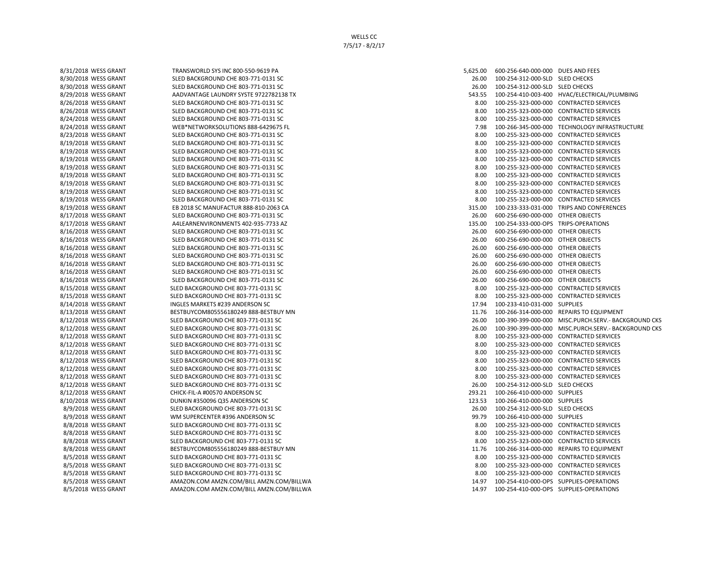WELLS CC
7/5/17 - 8/2/17

| Date | Name | Merchant | Amount | Account | Description |
|---|---|---|---|---|---|
| 8/31/2018 | WESS GRANT | TRANSWORLD SYS INC 800-550-9619 PA | 5,625.00 | 600-256-640-000-000 | DUES AND FEES |
| 8/30/2018 | WESS GRANT | SLED BACKGROUND CHE 803-771-0131 SC | 26.00 | 100-254-312-000-SLD | SLED CHECKS |
| 8/30/2018 | WESS GRANT | SLED BACKGROUND CHE 803-771-0131 SC | 26.00 | 100-254-312-000-SLD | SLED CHECKS |
| 8/29/2018 | WESS GRANT | AADVANTAGE LAUNDRY SYSTE 9722782138 TX | 543.55 | 100-254-410-003-400 | HVAC/ELECTRICAL/PLUMBING |
| 8/26/2018 | WESS GRANT | SLED BACKGROUND CHE 803-771-0131 SC | 8.00 | 100-255-323-000-000 | CONTRACTED SERVICES |
| 8/26/2018 | WESS GRANT | SLED BACKGROUND CHE 803-771-0131 SC | 8.00 | 100-255-323-000-000 | CONTRACTED SERVICES |
| 8/24/2018 | WESS GRANT | SLED BACKGROUND CHE 803-771-0131 SC | 8.00 | 100-255-323-000-000 | CONTRACTED SERVICES |
| 8/24/2018 | WESS GRANT | WEB*NETWORKSOLUTIONS 888-6429675 FL | 7.98 | 100-266-345-000-000 | TECHNOLOGY INFRASTRUCTURE |
| 8/23/2018 | WESS GRANT | SLED BACKGROUND CHE 803-771-0131 SC | 8.00 | 100-255-323-000-000 | CONTRACTED SERVICES |
| 8/19/2018 | WESS GRANT | SLED BACKGROUND CHE 803-771-0131 SC | 8.00 | 100-255-323-000-000 | CONTRACTED SERVICES |
| 8/19/2018 | WESS GRANT | SLED BACKGROUND CHE 803-771-0131 SC | 8.00 | 100-255-323-000-000 | CONTRACTED SERVICES |
| 8/19/2018 | WESS GRANT | SLED BACKGROUND CHE 803-771-0131 SC | 8.00 | 100-255-323-000-000 | CONTRACTED SERVICES |
| 8/19/2018 | WESS GRANT | SLED BACKGROUND CHE 803-771-0131 SC | 8.00 | 100-255-323-000-000 | CONTRACTED SERVICES |
| 8/19/2018 | WESS GRANT | SLED BACKGROUND CHE 803-771-0131 SC | 8.00 | 100-255-323-000-000 | CONTRACTED SERVICES |
| 8/19/2018 | WESS GRANT | SLED BACKGROUND CHE 803-771-0131 SC | 8.00 | 100-255-323-000-000 | CONTRACTED SERVICES |
| 8/19/2018 | WESS GRANT | SLED BACKGROUND CHE 803-771-0131 SC | 8.00 | 100-255-323-000-000 | CONTRACTED SERVICES |
| 8/19/2018 | WESS GRANT | SLED BACKGROUND CHE 803-771-0131 SC | 8.00 | 100-255-323-000-000 | CONTRACTED SERVICES |
| 8/19/2018 | WESS GRANT | EB 2018 SC MANUFACTUR 888-810-2063 CA | 315.00 | 100-233-333-031-000 | TRIPS AND CONFERENCES |
| 8/17/2018 | WESS GRANT | SLED BACKGROUND CHE 803-771-0131 SC | 26.00 | 600-256-690-000-000 | OTHER OBJECTS |
| 8/17/2018 | WESS GRANT | A4LEARNENVIRONMENTS 402-935-7733 AZ | 135.00 | 100-254-333-000-OPS | TRIPS-OPERATIONS |
| 8/16/2018 | WESS GRANT | SLED BACKGROUND CHE 803-771-0131 SC | 26.00 | 600-256-690-000-000 | OTHER OBJECTS |
| 8/16/2018 | WESS GRANT | SLED BACKGROUND CHE 803-771-0131 SC | 26.00 | 600-256-690-000-000 | OTHER OBJECTS |
| 8/16/2018 | WESS GRANT | SLED BACKGROUND CHE 803-771-0131 SC | 26.00 | 600-256-690-000-000 | OTHER OBJECTS |
| 8/16/2018 | WESS GRANT | SLED BACKGROUND CHE 803-771-0131 SC | 26.00 | 600-256-690-000-000 | OTHER OBJECTS |
| 8/16/2018 | WESS GRANT | SLED BACKGROUND CHE 803-771-0131 SC | 26.00 | 600-256-690-000-000 | OTHER OBJECTS |
| 8/16/2018 | WESS GRANT | SLED BACKGROUND CHE 803-771-0131 SC | 26.00 | 600-256-690-000-000 | OTHER OBJECTS |
| 8/16/2018 | WESS GRANT | SLED BACKGROUND CHE 803-771-0131 SC | 26.00 | 600-256-690-000-000 | OTHER OBJECTS |
| 8/15/2018 | WESS GRANT | SLED BACKGROUND CHE 803-771-0131 SC | 8.00 | 100-255-323-000-000 | CONTRACTED SERVICES |
| 8/15/2018 | WESS GRANT | SLED BACKGROUND CHE 803-771-0131 SC | 8.00 | 100-255-323-000-000 | CONTRACTED SERVICES |
| 8/14/2018 | WESS GRANT | INGLES MARKETS #239 ANDERSON SC | 17.94 | 100-233-410-031-000 | SUPPLIES |
| 8/13/2018 | WESS GRANT | BESTBUYCOM805556180249 888-BESTBUY MN | 11.76 | 100-266-314-000-000 | REPAIRS TO EQUIPMENT |
| 8/12/2018 | WESS GRANT | SLED BACKGROUND CHE 803-771-0131 SC | 26.00 | 100-390-399-000-000 | MISC.PURCH.SERV.- BACKGROUND CKS |
| 8/12/2018 | WESS GRANT | SLED BACKGROUND CHE 803-771-0131 SC | 26.00 | 100-390-399-000-000 | MISC.PURCH.SERV.- BACKGROUND CKS |
| 8/12/2018 | WESS GRANT | SLED BACKGROUND CHE 803-771-0131 SC | 8.00 | 100-255-323-000-000 | CONTRACTED SERVICES |
| 8/12/2018 | WESS GRANT | SLED BACKGROUND CHE 803-771-0131 SC | 8.00 | 100-255-323-000-000 | CONTRACTED SERVICES |
| 8/12/2018 | WESS GRANT | SLED BACKGROUND CHE 803-771-0131 SC | 8.00 | 100-255-323-000-000 | CONTRACTED SERVICES |
| 8/12/2018 | WESS GRANT | SLED BACKGROUND CHE 803-771-0131 SC | 8.00 | 100-255-323-000-000 | CONTRACTED SERVICES |
| 8/12/2018 | WESS GRANT | SLED BACKGROUND CHE 803-771-0131 SC | 8.00 | 100-255-323-000-000 | CONTRACTED SERVICES |
| 8/12/2018 | WESS GRANT | SLED BACKGROUND CHE 803-771-0131 SC | 26.00 | 100-254-312-000-SLD | SLED CHECKS |
| 8/12/2018 | WESS GRANT | CHICK-FIL-A #00570 ANDERSON SC | 293.21 | 100-266-410-000-000 | SUPPLIES |
| 8/10/2018 | WESS GRANT | DUNKIN #350096 Q35 ANDERSON SC | 123.53 | 100-266-410-000-000 | SUPPLIES |
| 8/9/2018 | WESS GRANT | SLED BACKGROUND CHE 803-771-0131 SC | 26.00 | 100-254-312-000-SLD | SLED CHECKS |
| 8/9/2018 | WESS GRANT | WM SUPERCENTER #396 ANDERSON SC | 99.79 | 100-266-410-000-000 | SUPPLIES |
| 8/8/2018 | WESS GRANT | SLED BACKGROUND CHE 803-771-0131 SC | 8.00 | 100-255-323-000-000 | CONTRACTED SERVICES |
| 8/8/2018 | WESS GRANT | SLED BACKGROUND CHE 803-771-0131 SC | 8.00 | 100-255-323-000-000 | CONTRACTED SERVICES |
| 8/8/2018 | WESS GRANT | SLED BACKGROUND CHE 803-771-0131 SC | 8.00 | 100-255-323-000-000 | CONTRACTED SERVICES |
| 8/8/2018 | WESS GRANT | BESTBUYCOM805556180249 888-BESTBUY MN | 11.76 | 100-266-314-000-000 | REPAIRS TO EQUIPMENT |
| 8/5/2018 | WESS GRANT | SLED BACKGROUND CHE 803-771-0131 SC | 8.00 | 100-255-323-000-000 | CONTRACTED SERVICES |
| 8/5/2018 | WESS GRANT | SLED BACKGROUND CHE 803-771-0131 SC | 8.00 | 100-255-323-000-000 | CONTRACTED SERVICES |
| 8/5/2018 | WESS GRANT | SLED BACKGROUND CHE 803-771-0131 SC | 8.00 | 100-255-323-000-000 | CONTRACTED SERVICES |
| 8/5/2018 | WESS GRANT | AMAZON.COM AMZN.COM/BILL AMZN.COM/BILLWA | 14.97 | 100-254-410-000-OPS | SUPPLIES-OPERATIONS |
| 8/5/2018 | WESS GRANT | AMAZON.COM AMZN.COM/BILL AMZN.COM/BILLWA | 14.97 | 100-254-410-000-OPS | SUPPLIES-OPERATIONS |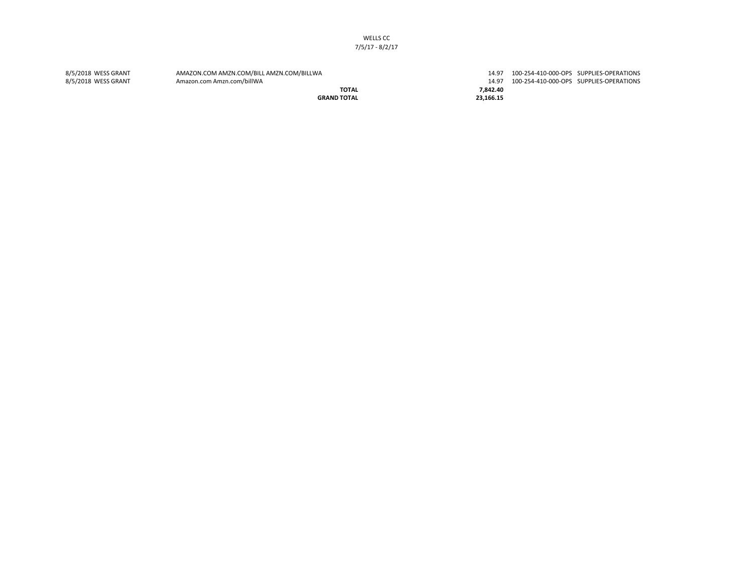WELLS CC
7/5/17 - 8/2/17

| | | | | |
|---|---|---|---|---|
| 8/5/2018 | WESS GRANT | AMAZON.COM AMZN.COM/BILL AMZN.COM/BILLWA | 14.97 | 100-254-410-000-OPS SUPPLIES-OPERATIONS |
| 8/5/2018 | WESS GRANT | Amazon.com Amzn.com/billWA | 14.97 | 100-254-410-000-OPS SUPPLIES-OPERATIONS |
| | | **TOTAL** | **7,842.40** | |
| | | **GRAND TOTAL** | **23,166.15** | |